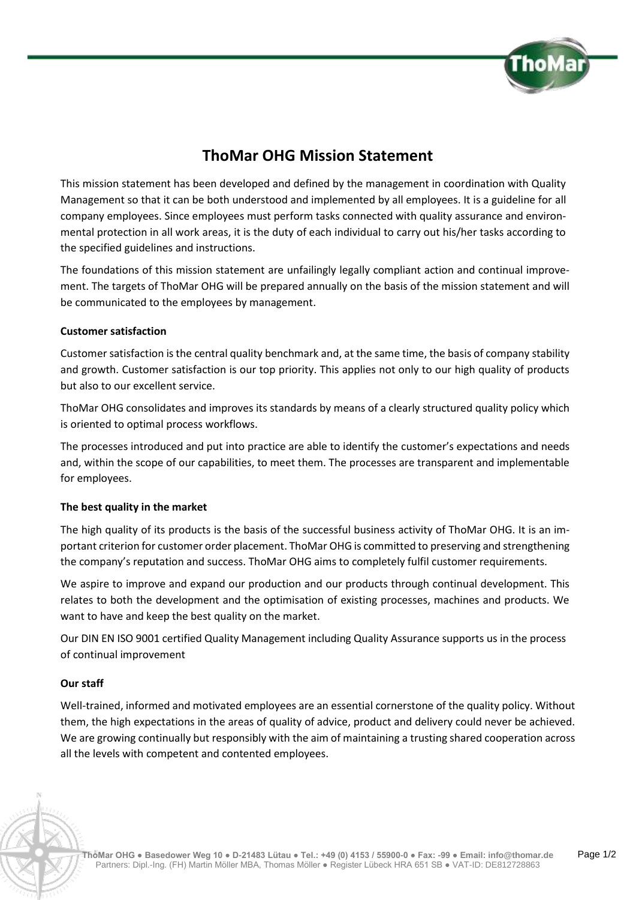# ThoMar OHG Mission Statement

This mission statement has been developed and defined by the management in coordination with Quality Management so that it can be both understood and implemented by all employees. It is a guideline for all company employees. Since employees must perform tasks connected with quality assurance and environmental protection in all work areas, it is the duty of each individual to carry out his/her tasks according to the specified guidelines and instructions.

The foundations of this mission statement are unfailingly legally compliant action and continual improvement. The targets of ThoMar OHG will be prepared annually on the basis of the mission statement and will be communicated to the employees by management.

**Customer satisfaction**

Customer satisfaction is the central quality benchmark and, at the same time, the basis of company stability and growth. Customer satisfaction is our top priority. This applies not only to our high quality of products but also to our excellent service.

ThoMar OHG consolidates and improves its standards by means of a clearly structured quality policy which is oriented to optimal process workflows.

The processes introduced and put into practice are able to identify the customer's expectations and needs and, within the scope of our capabilities, to meet them. The processes are transparent and implementable for employees.

**The best quality in the market**

The high quality of its products is the basis of the successful business activity of ThoMar OHG. It is an important criterion for customer order placement. ThoMar OHG is committed to preserving and strengthening the company's reputation and success. ThoMar OHG aims to completely fulfil customer requirements.

We aspire to improve and expand our production and our products through continual development. This relates to both the development and the optimisation of existing processes, machines and products. We want to have and keep the best quality on the market.

Our DIN EN ISO 9001 certified Quality Management including Quality Assurance supports us in the process of continual improvement

**Our staff**

Well-trained, informed and motivated employees are an essential cornerstone of the quality policy. Without them, the high expectations in the areas of quality of advice, product and delivery could never be achieved. We are growing continually but responsibly with the aim of maintaining a trusting shared cooperation across all the levels with competent and contented employees.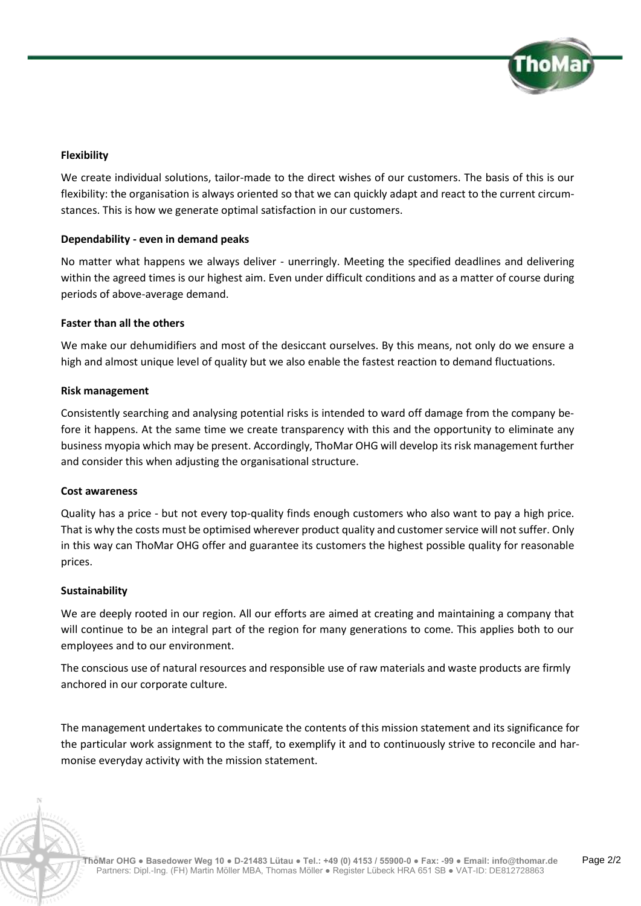**Flexibility**

We create individual solutions, tailor-made to the direct wishes of our customers. The basis of this is our flexibility: the organisation is always oriented so that we can quickly adapt and react to the current circumstances. This is how we generate optimal satisfaction in our customers.

**Dependability - even in demand peaks**

No matter what happens we always deliver - unerringly. Meeting the specified deadlines and delivering within the agreed times is our highest aim. Even under difficult conditions and as a matter of course during periods of above-average demand.

**Faster than all the others**

We make our dehumidifiers and most of the desiccant ourselves. By this means, not only do we ensure a high and almost unique level of quality but we also enable the fastest reaction to demand fluctuations.

**Risk management**

Consistently searching and analysing potential risks is intended to ward off damage from the company before it happens. At the same time we create transparency with this and the opportunity to eliminate any business myopia which may be present. Accordingly, ThoMar OHG will develop its risk management further and consider this when adjusting the organisational structure.

**Cost awareness**

Quality has a price - but not every top-quality finds enough customers who also want to pay a high price. That is why the costs must be optimised wherever product quality and customer service will not suffer. Only in this way can ThoMar OHG offer and guarantee its customers the highest possible quality for reasonable prices.

**Sustainability**

We are deeply rooted in our region. All our efforts are aimed at creating and maintaining a company that will continue to be an integral part of the region for many generations to come. This applies both to our employees and to our environment.

The conscious use of natural resources and responsible use of raw materials and waste products are firmly anchored in our corporate culture.

The management undertakes to communicate the contents of this mission statement and its significance for the particular work assignment to the staff, to exemplify it and to continuously strive to reconcile and harmonise everyday activity with the mission statement.